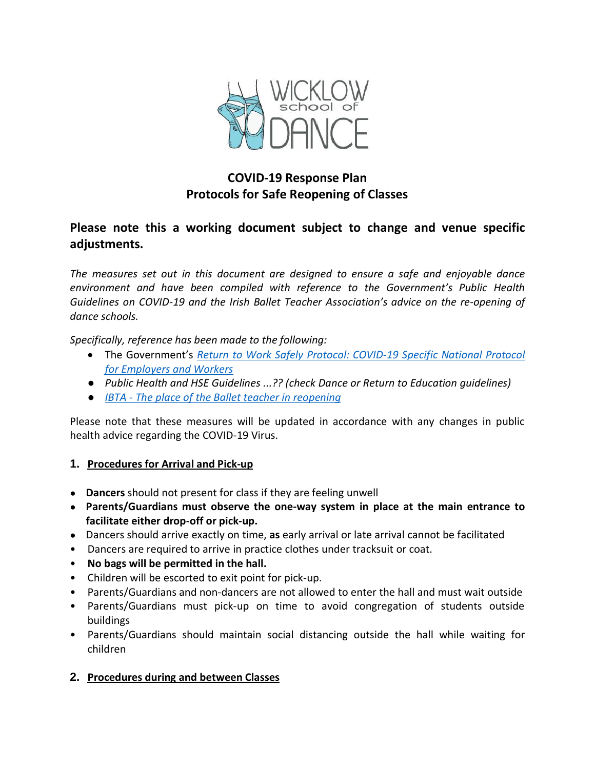WICKLOW school of DANCE

**COVID-19 Response Plan**
**Protocols for Safe Reopening of Classes**

## Please note this a working document subject to change and venue specific adjustments.

*The measures set out in this document are designed to ensure a safe and enjoyable dance environment and have been compiled with reference to the Government's Public Health Guidelines on COVID-19 and the Irish Ballet Teacher Association's advice on the re-opening of dance schools.*

*Specifically, reference has been made to the following:*

- The Government's *Return to Work Safely Protocol: COVID-19 Specific National Protocol for Employers and Workers*
- *Public Health and HSE Guidelines ...?? (check Dance or Return to Education guidelines)*
- *IBTA - The place of the Ballet teacher in reopening*

Please note that these measures will be updated in accordance with any changes in public health advice regarding the COVID-19 Virus.

### 1. Procedures for Arrival and Pick-up

- **Dancers** should not present for class if they are feeling unwell
- **Parents/Guardians must observe the one-way system in place at the main entrance to facilitate either drop-off or pick-up.**
- Dancers should arrive exactly on time, **as** early arrival or late arrival cannot be facilitated
- Dancers are required to arrive in practice clothes under tracksuit or coat.
- **No bags will be permitted in the hall.**
- Children will be escorted to exit point for pick-up.
- Parents/Guardians and non-dancers are not allowed to enter the hall and must wait outside
- Parents/Guardians must pick-up on time to avoid congregation of students outside buildings
- Parents/Guardians should maintain social distancing outside the hall while waiting for children

### 2. Procedures during and between Classes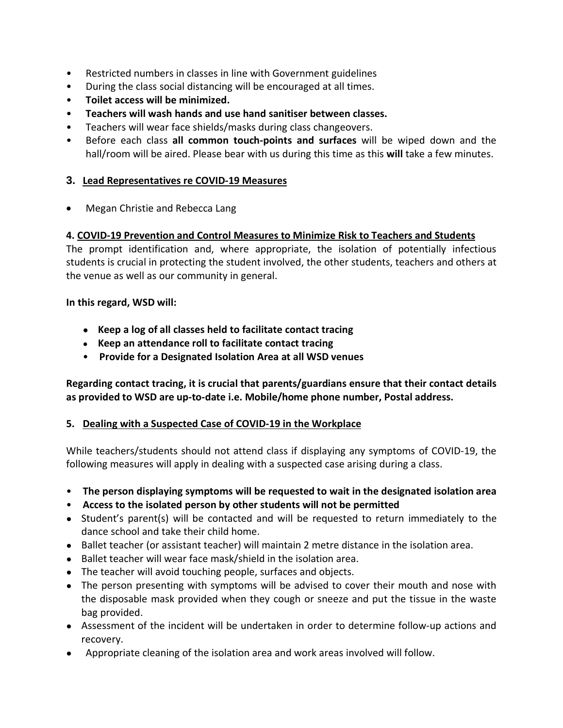- Restricted numbers in classes in line with Government guidelines
- During the class social distancing will be encouraged at all times.
- **Toilet access will be minimized.**
- **Teachers will wash hands and use hand sanitiser between classes.**
- Teachers will wear face shields/masks during class changeovers.
- Before each class **all common touch-points and surfaces** will be wiped down and the hall/room will be aired. Please bear with us during this time as this **will** take a few minutes.

## 3. Lead Representatives re COVID-19 Measures

- Megan Christie and Rebecca Lang

## 4. COVID-19 Prevention and Control Measures to Minimize Risk to Teachers and Students

The prompt identification and, where appropriate, the isolation of potentially infectious students is crucial in protecting the student involved, the other students, teachers and others at the venue as well as our community in general.

**In this regard, WSD will:**

- **Keep a log of all classes held to facilitate contact tracing**
- **Keep an attendance roll to facilitate contact tracing**
- **Provide for a Designated Isolation Area at all WSD venues**

**Regarding contact tracing, it is crucial that parents/guardians ensure that their contact details as provided to WSD are up-to-date i.e. Mobile/home phone number, Postal address.**

## 5. Dealing with a Suspected Case of COVID-19 in the Workplace

While teachers/students should not attend class if displaying any symptoms of COVID-19, the following measures will apply in dealing with a suspected case arising during a class.

- **The person displaying symptoms will be requested to wait in the designated isolation area**
- **Access to the isolated person by other students will not be permitted**
- Student's parent(s) will be contacted and will be requested to return immediately to the dance school and take their child home.
- Ballet teacher (or assistant teacher) will maintain 2 metre distance in the isolation area.
- Ballet teacher will wear face mask/shield in the isolation area.
- The teacher will avoid touching people, surfaces and objects.
- The person presenting with symptoms will be advised to cover their mouth and nose with the disposable mask provided when they cough or sneeze and put the tissue in the waste bag provided.
- Assessment of the incident will be undertaken in order to determine follow-up actions and recovery.
- Appropriate cleaning of the isolation area and work areas involved will follow.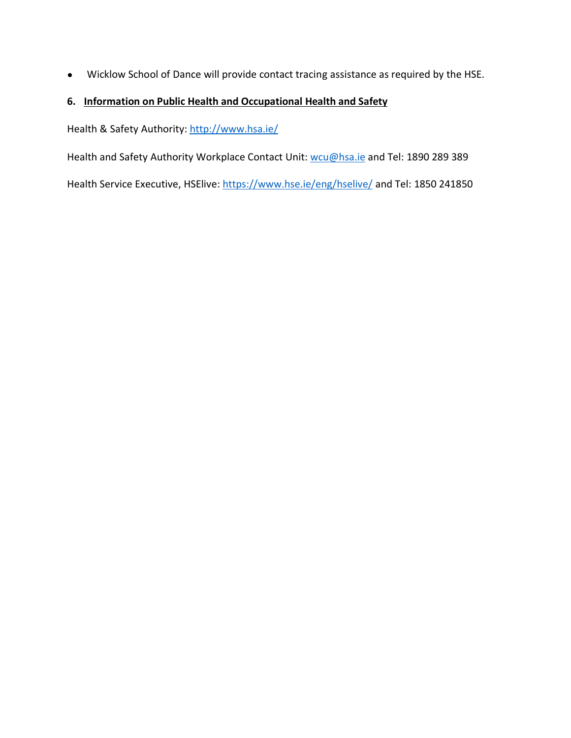- Wicklow School of Dance will provide contact tracing assistance as required by the HSE.

## 6. Information on Public Health and Occupational Health and Safety

Health & Safety Authority: http://www.hsa.ie/

Health and Safety Authority Workplace Contact Unit: wcu@hsa.ie and Tel: 1890 289 389

Health Service Executive, HSElive: https://www.hse.ie/eng/hselive/ and Tel: 1850 241850